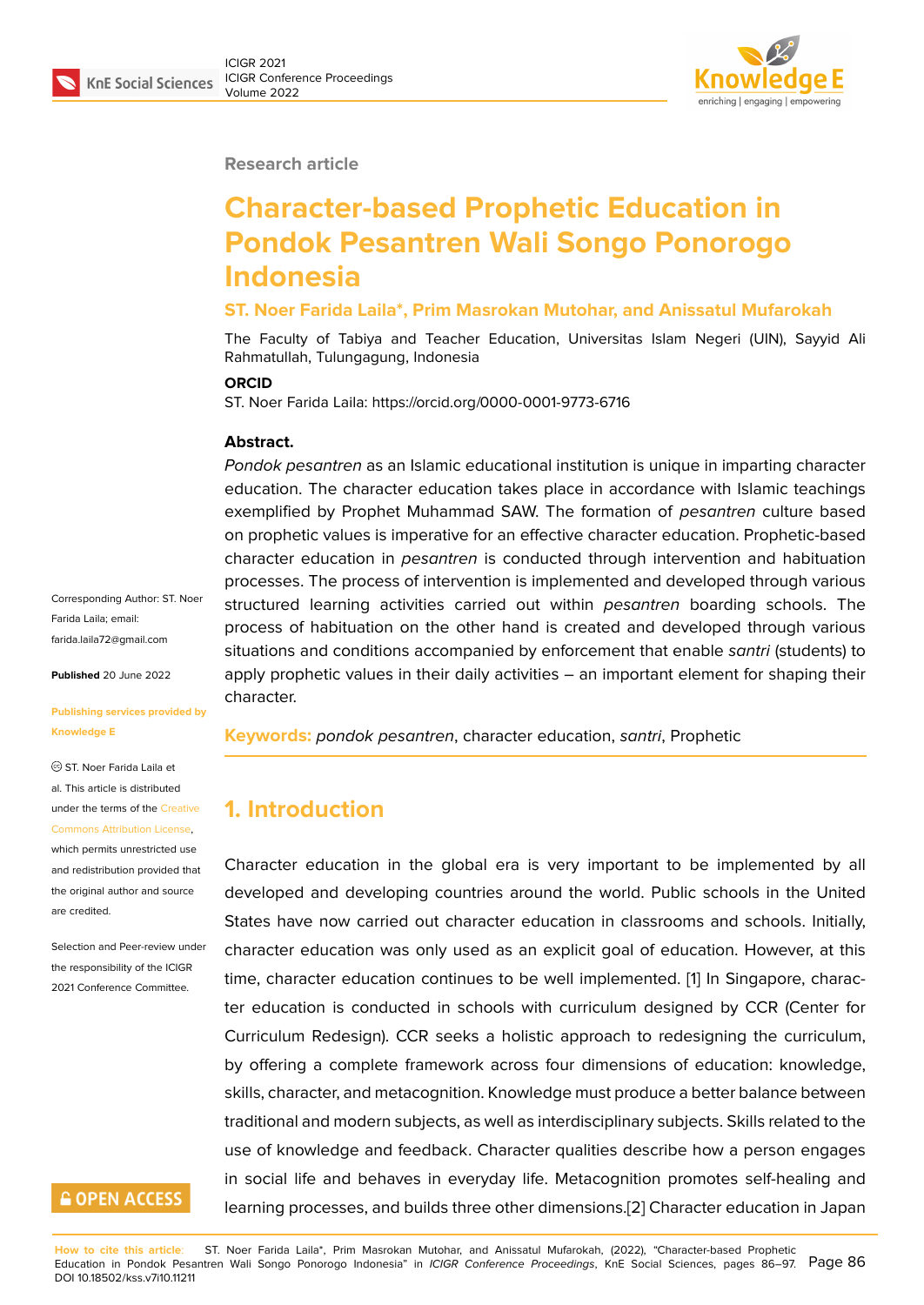Research article

# Character-based Prophetic Education in Pondok Pesantren Wali Songo Ponorogo Indonesia

**ST. Noer Farida Laila*, Prim Masrokan Mutohar, and Anissatul Mufarokah**

The Faculty of Tabiya and Teacher Education, Universitas Islam Negeri (UIN), Sayyid Ali Rahmatullah, Tulungagung, Indonesia

**ORCID**

ST. Noer Farida Laila: https://orcid.org/0000-0001-9773-6716

Corresponding Author: ST. Noer Farida Laila; email: farida.laila72@gmail.com

**Published** 20 June 2022

Publishing services provided by Knowledge E

© ST. Noer Farida Laila et al. This article is distributed under the terms of the Creative Commons Attribution License, which permits unrestricted use and redistribution provided that the original author and source are credited.

Selection and Peer-review under the responsibility of the ICIGR 2021 Conference Committee.

**Abstract.**

*Pondok pesantren* as an Islamic educational institution is unique in imparting character education. The character education takes place in accordance with Islamic teachings exemplified by Prophet Muhammad SAW. The formation of *pesantren* culture based on prophetic values is imperative for an effective character education. Prophetic-based character education in *pesantren* is conducted through intervention and habituation processes. The process of intervention is implemented and developed through various structured learning activities carried out within *pesantren* boarding schools. The process of habituation on the other hand is created and developed through various situations and conditions accompanied by enforcement that enable *santri* (students) to apply prophetic values in their daily activities – an important element for shaping their character.

**Keywords:** *pondok pesantren*, character education, *santri*, Prophetic

## 1. Introduction

Character education in the global era is very important to be implemented by all developed and developing countries around the world. Public schools in the United States have now carried out character education in classrooms and schools. Initially, character education was only used as an explicit goal of education. However, at this time, character education continues to be well implemented. [1] In Singapore, character education is conducted in schools with curriculum designed by CCR (Center for Curriculum Redesign). CCR seeks a holistic approach to redesigning the curriculum, by offering a complete framework across four dimensions of education: knowledge, skills, character, and metacognition. Knowledge must produce a better balance between traditional and modern subjects, as well as interdisciplinary subjects. Skills related to the use of knowledge and feedback. Character qualities describe how a person engages in social life and behaves in everyday life. Metacognition promotes self-healing and learning processes, and builds three other dimensions.[2] Character education in Japan

**How to cite this article**: ST. Noer Farida Laila*, Prim Masrokan Mutohar, and Anissatul Mufarokah, (2022), "Character-based Prophetic Education in Pondok Pesantren Wali Songo Ponorogo Indonesia" in *ICIGR Conference Proceedings*, KnE Social Sciences, pages 86–97. DOI 10.18502/kss.v7i10.11211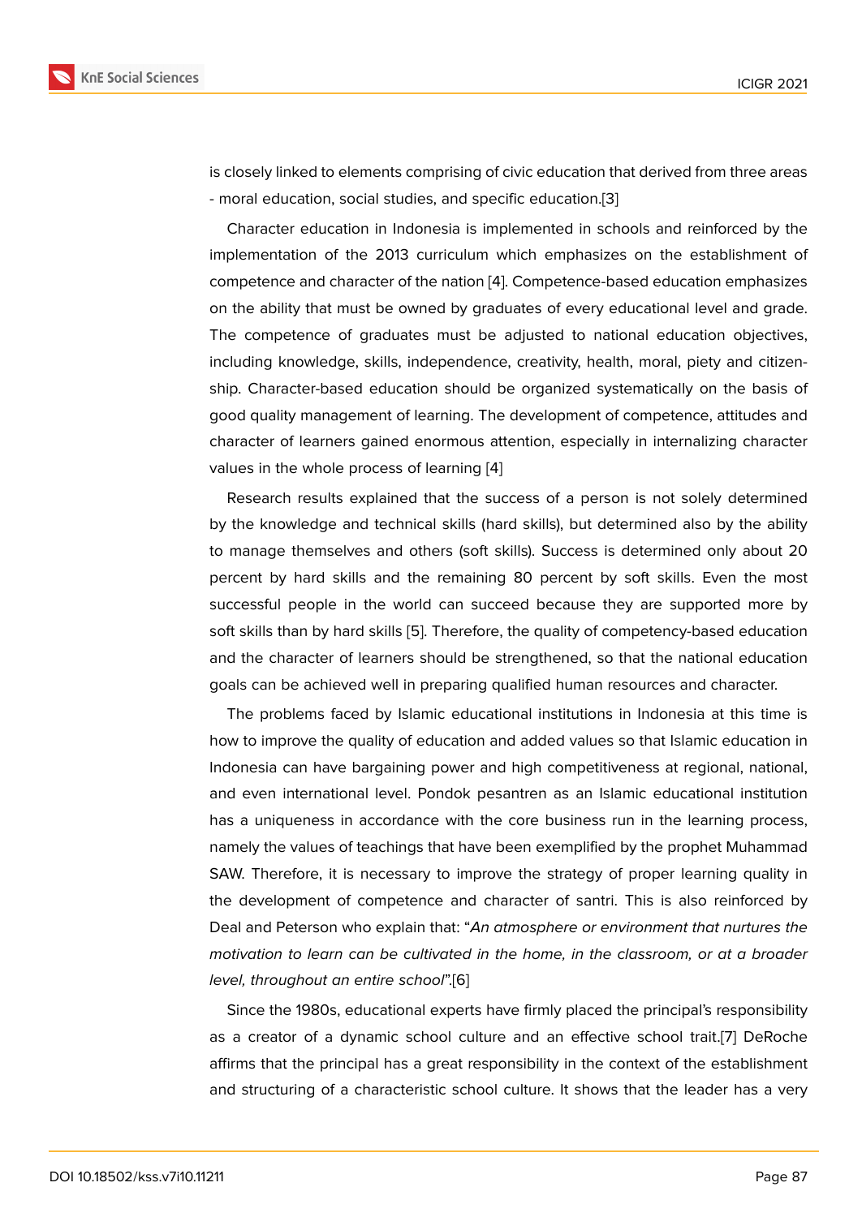is closely linked to elements comprising of civic education that derived from three areas - moral education, social studies, and specific education.[3]

Character education in Indonesia is implemented in schools and reinforced by the implementation of the 2013 curriculum which emphasizes on the establishment of competence and character of the nation [4]. Competence-based education emphasizes on the ability that must be owned by graduates of every educational level and grade. The competence of graduates must be adjusted to national education objectives, including knowledge, skills, independence, creativity, health, moral, piety and citizenship. Character-based education should be organized systematically on the basis of good quality management of learning. The development of competence, attitudes and character of learners gained enormous attention, especially in internalizing character values in the whole process of learning [4]

Research results explained that the success of a person is not solely determined by the knowledge and technical skills (hard skills), but determined also by the ability to manage themselves and others (soft skills). Success is determined only about 20 percent by hard skills and the remaining 80 percent by soft skills. Even the most successful people in the world can succeed because they are supported more by soft skills than by hard skills [5]. Therefore, the quality of competency-based education and the character of learners should be strengthened, so that the national education goals can be achieved well in preparing qualified human resources and character.

The problems faced by Islamic educational institutions in Indonesia at this time is how to improve the quality of education and added values so that Islamic education in Indonesia can have bargaining power and high competitiveness at regional, national, and even international level. Pondok pesantren as an Islamic educational institution has a uniqueness in accordance with the core business run in the learning process, namely the values of teachings that have been exemplified by the prophet Muhammad SAW. Therefore, it is necessary to improve the strategy of proper learning quality in the development of competence and character of santri. This is also reinforced by Deal and Peterson who explain that: "*An atmosphere or environment that nurtures the motivation to learn can be cultivated in the home, in the classroom, or at a broader level, throughout an entire school*".[6]

Since the 1980s, educational experts have firmly placed the principal's responsibility as a creator of a dynamic school culture and an effective school trait.[7] DeRoche affirms that the principal has a great responsibility in the context of the establishment and structuring of a characteristic school culture. It shows that the leader has a very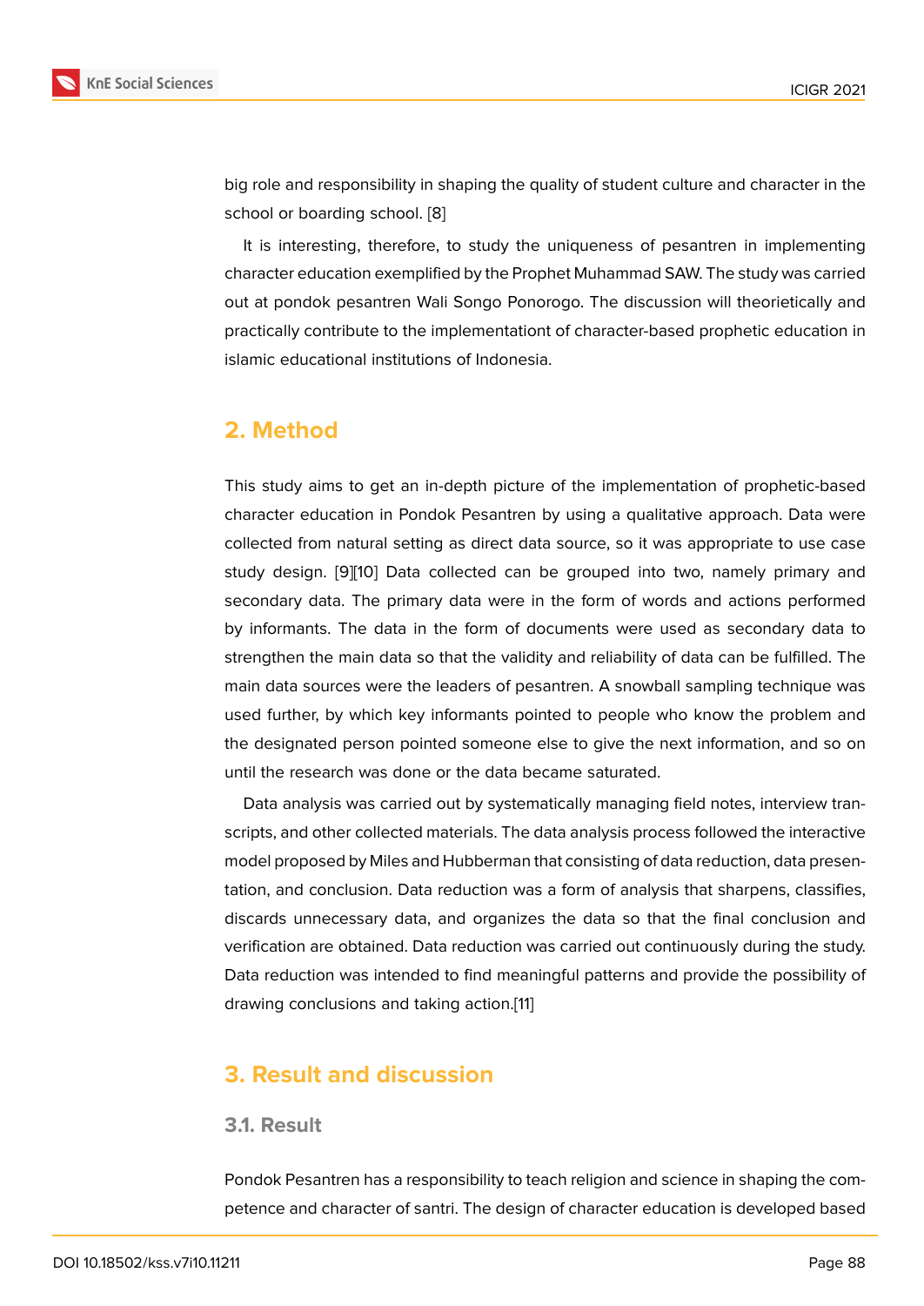big role and responsibility in shaping the quality of student culture and character in the school or boarding school. [8]

It is interesting, therefore, to study the uniqueness of pesantren in implementing character education exemplified by the Prophet Muhammad SAW. The study was carried out at pondok pesantren Wali Songo Ponorogo. The discussion will theorietically and practically contribute to the implementationt of character-based prophetic education in islamic educational institutions of Indonesia.

## 2. Method

This study aims to get an in-depth picture of the implementation of prophetic-based character education in Pondok Pesantren by using a qualitative approach. Data were collected from natural setting as direct data source, so it was appropriate to use case study design. [9][10] Data collected can be grouped into two, namely primary and secondary data. The primary data were in the form of words and actions performed by informants. The data in the form of documents were used as secondary data to strengthen the main data so that the validity and reliability of data can be fulfilled. The main data sources were the leaders of pesantren. A snowball sampling technique was used further, by which key informants pointed to people who know the problem and the designated person pointed someone else to give the next information, and so on until the research was done or the data became saturated.

Data analysis was carried out by systematically managing field notes, interview transcripts, and other collected materials. The data analysis process followed the interactive model proposed by Miles and Hubberman that consisting of data reduction, data presentation, and conclusion. Data reduction was a form of analysis that sharpens, classifies, discards unnecessary data, and organizes the data so that the final conclusion and verification are obtained. Data reduction was carried out continuously during the study. Data reduction was intended to find meaningful patterns and provide the possibility of drawing conclusions and taking action.[11]

## 3. Result and discussion

### 3.1. Result

Pondok Pesantren has a responsibility to teach religion and science in shaping the competence and character of santri. The design of character education is developed based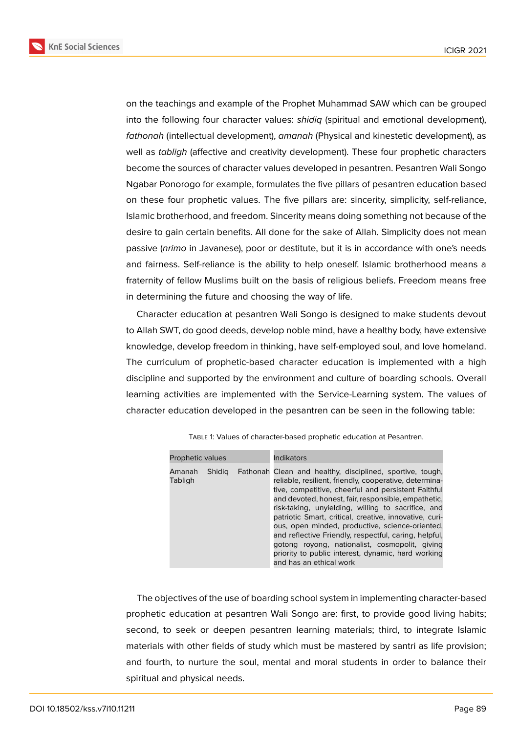on the teachings and example of the Prophet Muhammad SAW which can be grouped into the following four character values: *shidiq* (spiritual and emotional development), *fathonah* (intellectual development), *amanah* (Physical and kinestetic development), as well as *tabligh* (affective and creativity development). These four prophetic characters become the sources of character values developed in pesantren. Pesantren Wali Songo Ngabar Ponorogo for example, formulates the five pillars of pesantren education based on these four prophetic values. The five pillars are: sincerity, simplicity, self-reliance, Islamic brotherhood, and freedom. Sincerity means doing something not because of the desire to gain certain benefits. All done for the sake of Allah. Simplicity does not mean passive (*nrimo* in Javanese), poor or destitute, but it is in accordance with one's needs and fairness. Self-reliance is the ability to help oneself. Islamic brotherhood means a fraternity of fellow Muslims built on the basis of religious beliefs. Freedom means free in determining the future and choosing the way of life.

Character education at pesantren Wali Songo is designed to make students devout to Allah SWT, do good deeds, develop noble mind, have a healthy body, have extensive knowledge, develop freedom in thinking, have self-employed soul, and love homeland. The curriculum of prophetic-based character education is implemented with a high discipline and supported by the environment and culture of boarding schools. Overall learning activities are implemented with the Service-Learning system. The values of character education developed in the pesantren can be seen in the following table:

Table 1: Values of character-based prophetic education at Pesantren.

| Prophetic values | Indikators |
|---|---|
| Amanah Shidiq Fathonah Tabligh | Clean and healthy, disciplined, sportive, tough, reliable, resilient, friendly, cooperative, determinative, competitive, cheerful and persistent Faithful and devoted, honest, fair, responsible, empathetic, risk-taking, unyielding, willing to sacrifice, and patriotic Smart, critical, creative, innovative, curious, open minded, productive, science-oriented, and reflective Friendly, respectful, caring, helpful, gotong royong, nationalist, cosmopolit, giving priority to public interest, dynamic, hard working and has an ethical work |

The objectives of the use of boarding school system in implementing character-based prophetic education at pesantren Wali Songo are: first, to provide good living habits; second, to seek or deepen pesantren learning materials; third, to integrate Islamic materials with other fields of study which must be mastered by santri as life provision; and fourth, to nurture the soul, mental and moral students in order to balance their spiritual and physical needs.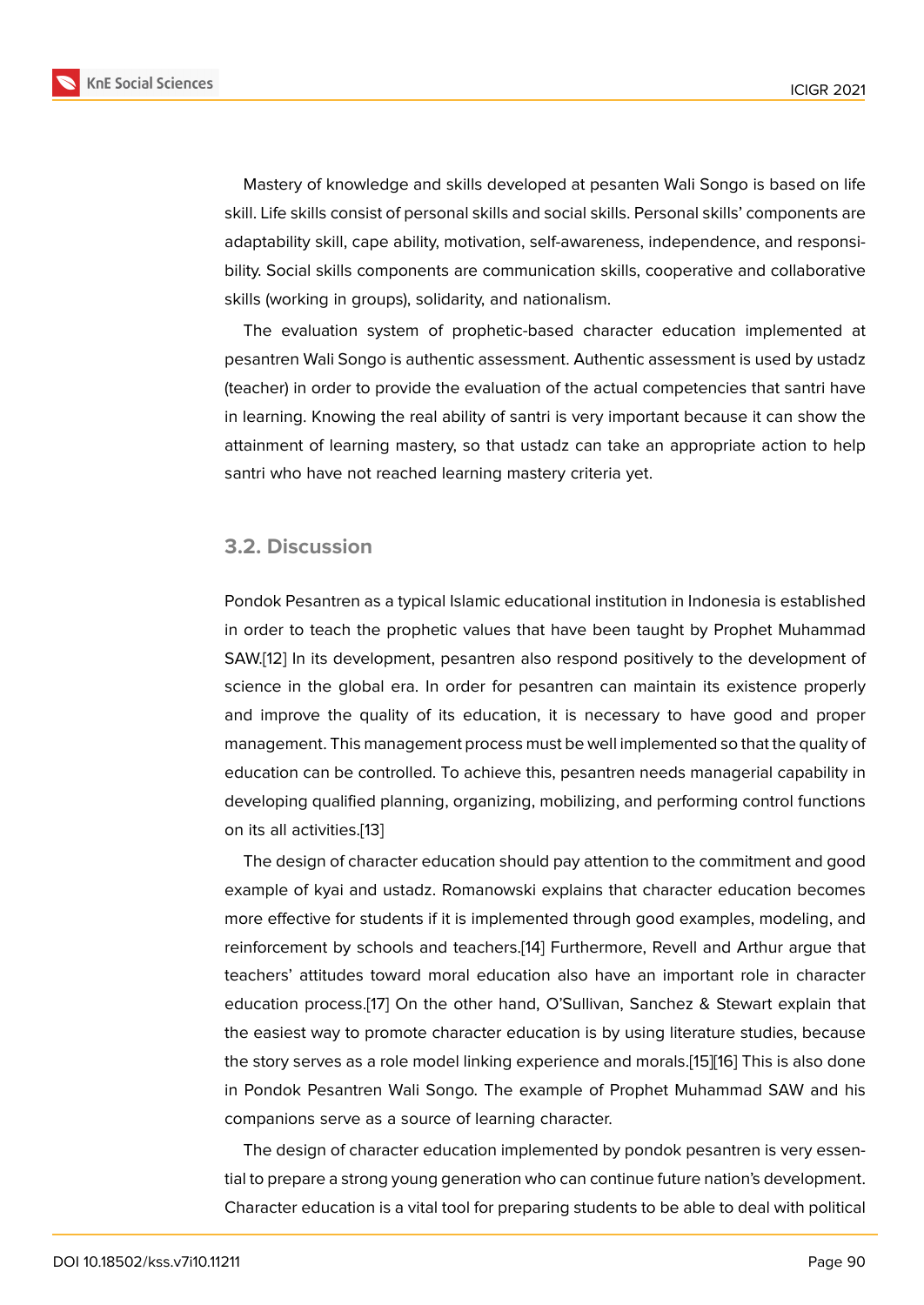Mastery of knowledge and skills developed at pesanten Wali Songo is based on life skill. Life skills consist of personal skills and social skills. Personal skills' components are adaptability skill, cape ability, motivation, self-awareness, independence, and responsibility. Social skills components are communication skills, cooperative and collaborative skills (working in groups), solidarity, and nationalism.

The evaluation system of prophetic-based character education implemented at pesantren Wali Songo is authentic assessment. Authentic assessment is used by ustadz (teacher) in order to provide the evaluation of the actual competencies that santri have in learning. Knowing the real ability of santri is very important because it can show the attainment of learning mastery, so that ustadz can take an appropriate action to help santri who have not reached learning mastery criteria yet.

## 3.2. Discussion

Pondok Pesantren as a typical Islamic educational institution in Indonesia is established in order to teach the prophetic values that have been taught by Prophet Muhammad SAW.[12] In its development, pesantren also respond positively to the development of science in the global era. In order for pesantren can maintain its existence properly and improve the quality of its education, it is necessary to have good and proper management. This management process must be well implemented so that the quality of education can be controlled. To achieve this, pesantren needs managerial capability in developing qualified planning, organizing, mobilizing, and performing control functions on its all activities.[13]

The design of character education should pay attention to the commitment and good example of kyai and ustadz. Romanowski explains that character education becomes more effective for students if it is implemented through good examples, modeling, and reinforcement by schools and teachers.[14] Furthermore, Revell and Arthur argue that teachers' attitudes toward moral education also have an important role in character education process.[17] On the other hand, O'Sullivan, Sanchez & Stewart explain that the easiest way to promote character education is by using literature studies, because the story serves as a role model linking experience and morals.[15][16] This is also done in Pondok Pesantren Wali Songo. The example of Prophet Muhammad SAW and his companions serve as a source of learning character.

The design of character education implemented by pondok pesantren is very essential to prepare a strong young generation who can continue future nation's development. Character education is a vital tool for preparing students to be able to deal with political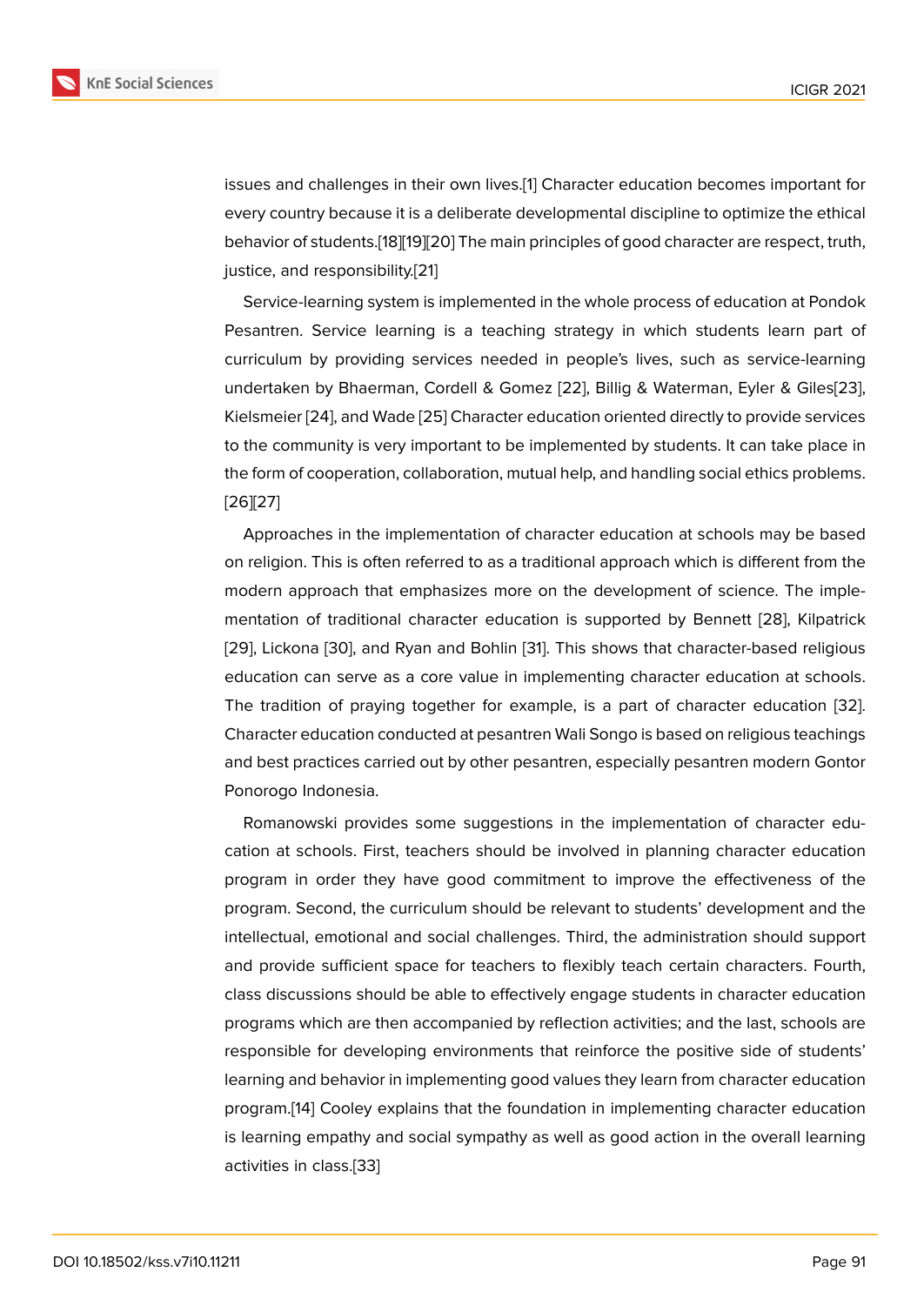issues and challenges in their own lives.[1] Character education becomes important for every country because it is a deliberate developmental discipline to optimize the ethical behavior of students.[18][19][20] The main principles of good character are respect, truth, justice, and responsibility.[21]

Service-learning system is implemented in the whole process of education at Pondok Pesantren. Service learning is a teaching strategy in which students learn part of curriculum by providing services needed in people's lives, such as service-learning undertaken by Bhaerman, Cordell & Gomez [22], Billig & Waterman, Eyler & Giles[23], Kielsmeier [24], and Wade [25] Character education oriented directly to provide services to the community is very important to be implemented by students. It can take place in the form of cooperation, collaboration, mutual help, and handling social ethics problems.[26][27]

Approaches in the implementation of character education at schools may be based on religion. This is often referred to as a traditional approach which is different from the modern approach that emphasizes more on the development of science. The implementation of traditional character education is supported by Bennett [28], Kilpatrick [29], Lickona [30], and Ryan and Bohlin [31]. This shows that character-based religious education can serve as a core value in implementing character education at schools. The tradition of praying together for example, is a part of character education [32]. Character education conducted at pesantren Wali Songo is based on religious teachings and best practices carried out by other pesantren, especially pesantren modern Gontor Ponorogo Indonesia.

Romanowski provides some suggestions in the implementation of character education at schools. First, teachers should be involved in planning character education program in order they have good commitment to improve the effectiveness of the program. Second, the curriculum should be relevant to students' development and the intellectual, emotional and social challenges. Third, the administration should support and provide sufficient space for teachers to flexibly teach certain characters. Fourth, class discussions should be able to effectively engage students in character education programs which are then accompanied by reflection activities; and the last, schools are responsible for developing environments that reinforce the positive side of students' learning and behavior in implementing good values they learn from character education program.[14] Cooley explains that the foundation in implementing character education is learning empathy and social sympathy as well as good action in the overall learning activities in class.[33]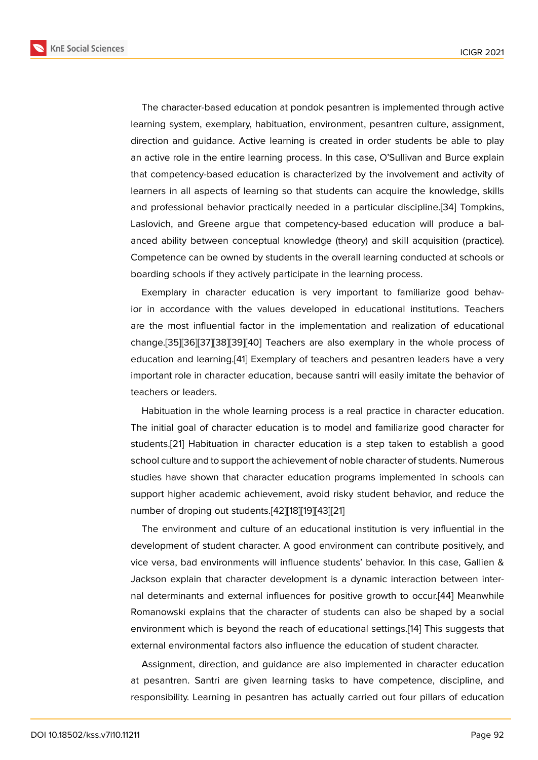The character-based education at pondok pesantren is implemented through active learning system, exemplary, habituation, environment, pesantren culture, assignment, direction and guidance. Active learning is created in order students be able to play an active role in the entire learning process. In this case, O'Sullivan and Burce explain that competency-based education is characterized by the involvement and activity of learners in all aspects of learning so that students can acquire the knowledge, skills and professional behavior practically needed in a particular discipline.[34] Tompkins, Laslovich, and Greene argue that competency-based education will produce a balanced ability between conceptual knowledge (theory) and skill acquisition (practice). Competence can be owned by students in the overall learning conducted at schools or boarding schools if they actively participate in the learning process.

Exemplary in character education is very important to familiarize good behavior in accordance with the values developed in educational institutions. Teachers are the most influential factor in the implementation and realization of educational change.[35][36][37][38][39][40] Teachers are also exemplary in the whole process of education and learning.[41] Exemplary of teachers and pesantren leaders have a very important role in character education, because santri will easily imitate the behavior of teachers or leaders.

Habituation in the whole learning process is a real practice in character education. The initial goal of character education is to model and familiarize good character for students.[21] Habituation in character education is a step taken to establish a good school culture and to support the achievement of noble character of students. Numerous studies have shown that character education programs implemented in schools can support higher academic achievement, avoid risky student behavior, and reduce the number of droping out students.[42][18][19][43][21]

The environment and culture of an educational institution is very influential in the development of student character. A good environment can contribute positively, and vice versa, bad environments will influence students' behavior. In this case, Gallien & Jackson explain that character development is a dynamic interaction between internal determinants and external influences for positive growth to occur.[44] Meanwhile Romanowski explains that the character of students can also be shaped by a social environment which is beyond the reach of educational settings.[14] This suggests that external environmental factors also influence the education of student character.

Assignment, direction, and guidance are also implemented in character education at pesantren. Santri are given learning tasks to have competence, discipline, and responsibility. Learning in pesantren has actually carried out four pillars of education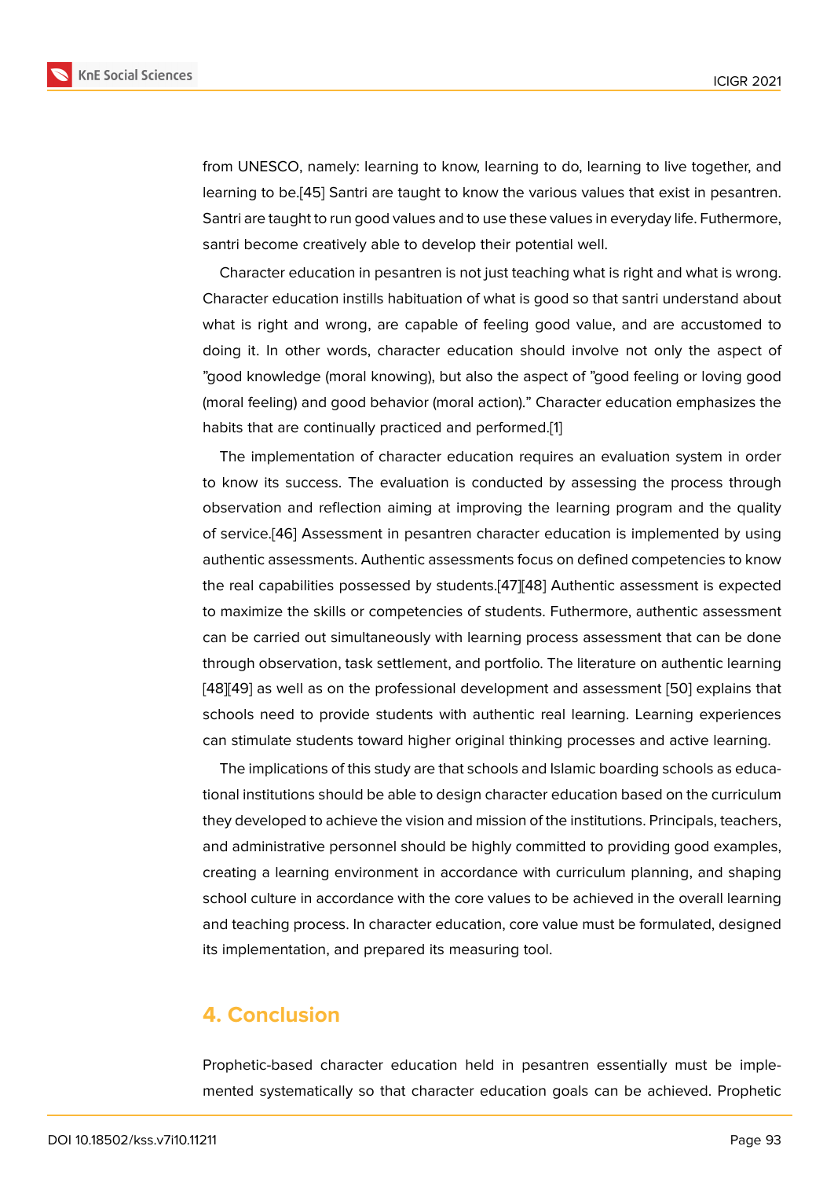from UNESCO, namely: learning to know, learning to do, learning to live together, and learning to be.[45] Santri are taught to know the various values that exist in pesantren. Santri are taught to run good values and to use these values in everyday life. Futhermore, santri become creatively able to develop their potential well.

Character education in pesantren is not just teaching what is right and what is wrong. Character education instills habituation of what is good so that santri understand about what is right and wrong, are capable of feeling good value, and are accustomed to doing it. In other words, character education should involve not only the aspect of "good knowledge (moral knowing), but also the aspect of "good feeling or loving good (moral feeling) and good behavior (moral action)." Character education emphasizes the habits that are continually practiced and performed.[1]

The implementation of character education requires an evaluation system in order to know its success. The evaluation is conducted by assessing the process through observation and reflection aiming at improving the learning program and the quality of service.[46] Assessment in pesantren character education is implemented by using authentic assessments. Authentic assessments focus on defined competencies to know the real capabilities possessed by students.[47][48] Authentic assessment is expected to maximize the skills or competencies of students. Futhermore, authentic assessment can be carried out simultaneously with learning process assessment that can be done through observation, task settlement, and portfolio. The literature on authentic learning [48][49] as well as on the professional development and assessment [50] explains that schools need to provide students with authentic real learning. Learning experiences can stimulate students toward higher original thinking processes and active learning.

The implications of this study are that schools and Islamic boarding schools as educational institutions should be able to design character education based on the curriculum they developed to achieve the vision and mission of the institutions. Principals, teachers, and administrative personnel should be highly committed to providing good examples, creating a learning environment in accordance with curriculum planning, and shaping school culture in accordance with the core values to be achieved in the overall learning and teaching process. In character education, core value must be formulated, designed its implementation, and prepared its measuring tool.

## 4. Conclusion

Prophetic-based character education held in pesantren essentially must be implemented systematically so that character education goals can be achieved. Prophetic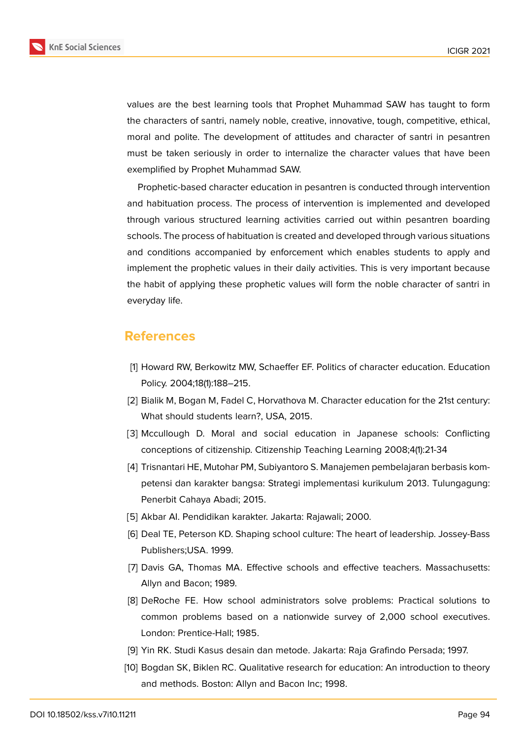values are the best learning tools that Prophet Muhammad SAW has taught to form the characters of santri, namely noble, creative, innovative, tough, competitive, ethical, moral and polite. The development of attitudes and character of santri in pesantren must be taken seriously in order to internalize the character values that have been exemplified by Prophet Muhammad SAW.

Prophetic-based character education in pesantren is conducted through intervention and habituation process. The process of intervention is implemented and developed through various structured learning activities carried out within pesantren boarding schools. The process of habituation is created and developed through various situations and conditions accompanied by enforcement which enables students to apply and implement the prophetic values in their daily activities. This is very important because the habit of applying these prophetic values will form the noble character of santri in everyday life.

## References

[1] Howard RW, Berkowitz MW, Schaeffer EF. Politics of character education. Education Policy. 2004;18(1):188–215.

[2] Bialik M, Bogan M, Fadel C, Horvathova M. Character education for the 21st century: What should students learn?, USA, 2015.

[3] Mccullough D. Moral and social education in Japanese schools: Conflicting conceptions of citizenship. Citizenship Teaching Learning 2008;4(1):21-34

[4] Trisnantari HE, Mutohar PM, Subiyantoro S. Manajemen pembelajaran berbasis kompetensi dan karakter bangsa: Strategi implementasi kurikulum 2013. Tulungagung: Penerbit Cahaya Abadi; 2015.

[5] Akbar Al. Pendidikan karakter. Jakarta: Rajawali; 2000.

[6] Deal TE, Peterson KD. Shaping school culture: The heart of leadership. Jossey-Bass Publishers;USA. 1999.

[7] Davis GA, Thomas MA. Effective schools and effective teachers. Massachusetts: Allyn and Bacon; 1989.

[8] DeRoche FE. How school administrators solve problems: Practical solutions to common problems based on a nationwide survey of 2,000 school executives. London: Prentice-Hall; 1985.

[9] Yin RK. Studi Kasus desain dan metode. Jakarta: Raja Grafindo Persada; 1997.

[10] Bogdan SK, Biklen RC. Qualitative research for education: An introduction to theory and methods. Boston: Allyn and Bacon Inc; 1998.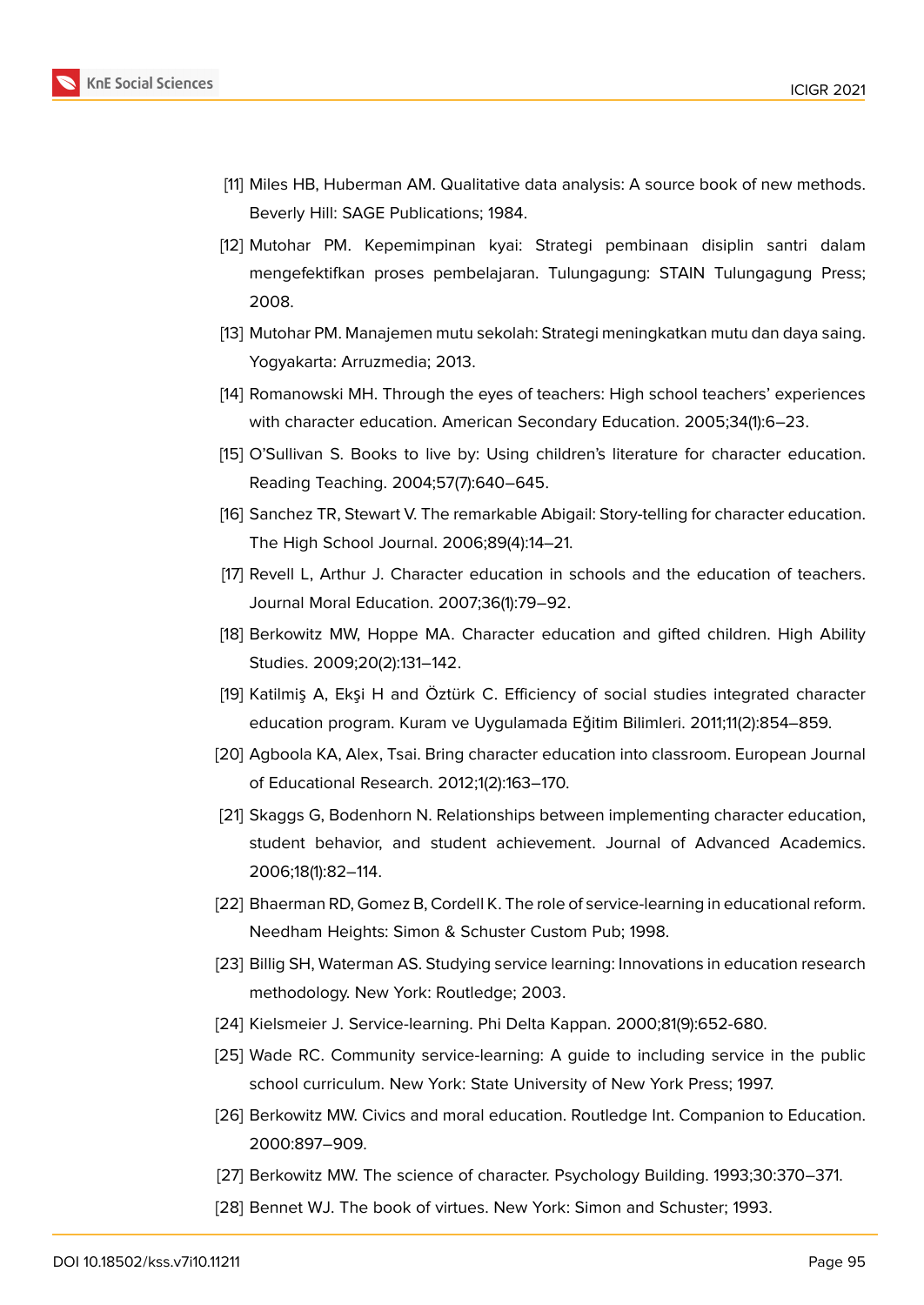[11] Miles HB, Huberman AM. Qualitative data analysis: A source book of new methods. Beverly Hill: SAGE Publications; 1984.

[12] Mutohar PM. Kepemimpinan kyai: Strategi pembinaan disiplin santri dalam mengefektifkan proses pembelajaran. Tulungagung: STAIN Tulungagung Press; 2008.

[13] Mutohar PM. Manajemen mutu sekolah: Strategi meningkatkan mutu dan daya saing. Yogyakarta: Arruzmedia; 2013.

[14] Romanowski MH. Through the eyes of teachers: High school teachers' experiences with character education. American Secondary Education. 2005;34(1):6–23.

[15] O'Sullivan S. Books to live by: Using children's literature for character education. Reading Teaching. 2004;57(7):640–645.

[16] Sanchez TR, Stewart V. The remarkable Abigail: Story-telling for character education. The High School Journal. 2006;89(4):14–21.

[17] Revell L, Arthur J. Character education in schools and the education of teachers. Journal Moral Education. 2007;36(1):79–92.

[18] Berkowitz MW, Hoppe MA. Character education and gifted children. High Ability Studies. 2009;20(2):131–142.

[19] Katilmiş A, Ekşi H and Öztürk C. Efficiency of social studies integrated character education program. Kuram ve Uygulamada Eğitim Bilimleri. 2011;11(2):854–859.

[20] Agboola KA, Alex, Tsai. Bring character education into classroom. European Journal of Educational Research. 2012;1(2):163–170.

[21] Skaggs G, Bodenhorn N. Relationships between implementing character education, student behavior, and student achievement. Journal of Advanced Academics. 2006;18(1):82–114.

[22] Bhaerman RD, Gomez B, Cordell K. The role of service-learning in educational reform. Needham Heights: Simon & Schuster Custom Pub; 1998.

[23] Billig SH, Waterman AS. Studying service learning: Innovations in education research methodology. New York: Routledge; 2003.

[24] Kielsmeier J. Service-learning. Phi Delta Kappan. 2000;81(9):652-680.

[25] Wade RC. Community service-learning: A guide to including service in the public school curriculum. New York: State University of New York Press; 1997.

[26] Berkowitz MW. Civics and moral education. Routledge Int. Companion to Education. 2000:897–909.

[27] Berkowitz MW. The science of character. Psychology Building. 1993;30:370–371.

[28] Bennet WJ. The book of virtues. New York: Simon and Schuster; 1993.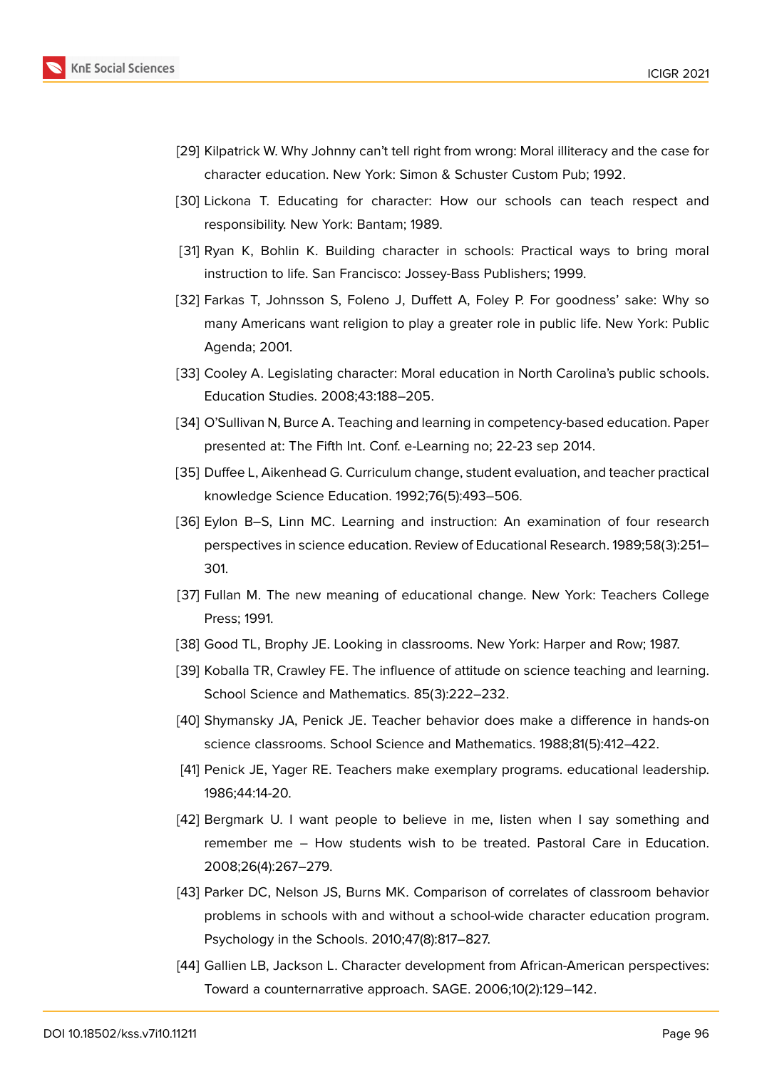[29] Kilpatrick W. Why Johnny can't tell right from wrong: Moral illiteracy and the case for character education. New York: Simon & Schuster Custom Pub; 1992.

[30] Lickona T. Educating for character: How our schools can teach respect and responsibility. New York: Bantam; 1989.

[31] Ryan K, Bohlin K. Building character in schools: Practical ways to bring moral instruction to life. San Francisco: Jossey-Bass Publishers; 1999.

[32] Farkas T, Johnsson S, Foleno J, Duffett A, Foley P. For goodness' sake: Why so many Americans want religion to play a greater role in public life. New York: Public Agenda; 2001.

[33] Cooley A. Legislating character: Moral education in North Carolina's public schools. Education Studies. 2008;43:188–205.

[34] O'Sullivan N, Burce A. Teaching and learning in competency-based education. Paper presented at: The Fifth Int. Conf. e-Learning no; 22-23 sep 2014.

[35] Duffee L, Aikenhead G. Curriculum change, student evaluation, and teacher practical knowledge Science Education. 1992;76(5):493–506.

[36] Eylon B–S, Linn MC. Learning and instruction: An examination of four research perspectives in science education. Review of Educational Research. 1989;58(3):251–301.

[37] Fullan M. The new meaning of educational change. New York: Teachers College Press; 1991.

[38] Good TL, Brophy JE. Looking in classrooms. New York: Harper and Row; 1987.

[39] Koballa TR, Crawley FE. The influence of attitude on science teaching and learning. School Science and Mathematics. 85(3):222–232.

[40] Shymansky JA, Penick JE. Teacher behavior does make a difference in hands-on science classrooms. School Science and Mathematics. 1988;81(5):412–422.

[41] Penick JE, Yager RE. Teachers make exemplary programs. educational leadership. 1986;44:14-20.

[42] Bergmark U. I want people to believe in me, listen when I say something and remember me – How students wish to be treated. Pastoral Care in Education. 2008;26(4):267–279.

[43] Parker DC, Nelson JS, Burns MK. Comparison of correlates of classroom behavior problems in schools with and without a school-wide character education program. Psychology in the Schools. 2010;47(8):817–827.

[44] Gallien LB, Jackson L. Character development from African-American perspectives: Toward a counternarrative approach. SAGE. 2006;10(2):129–142.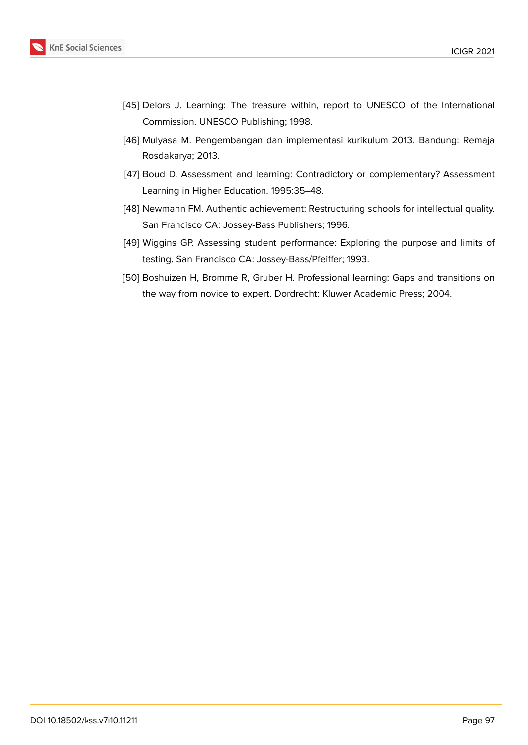[45] Delors J. Learning: The treasure within, report to UNESCO of the International Commission. UNESCO Publishing; 1998.

[46] Mulyasa M. Pengembangan dan implementasi kurikulum 2013. Bandung: Remaja Rosdakarya; 2013.

[47] Boud D. Assessment and learning: Contradictory or complementary? Assessment Learning in Higher Education. 1995:35–48.

[48] Newmann FM. Authentic achievement: Restructuring schools for intellectual quality. San Francisco CA: Jossey-Bass Publishers; 1996.

[49] Wiggins GP. Assessing student performance: Exploring the purpose and limits of testing. San Francisco CA: Jossey-Bass/Pfeiffer; 1993.

[50] Boshuizen H, Bromme R, Gruber H. Professional learning: Gaps and transitions on the way from novice to expert. Dordrecht: Kluwer Academic Press; 2004.